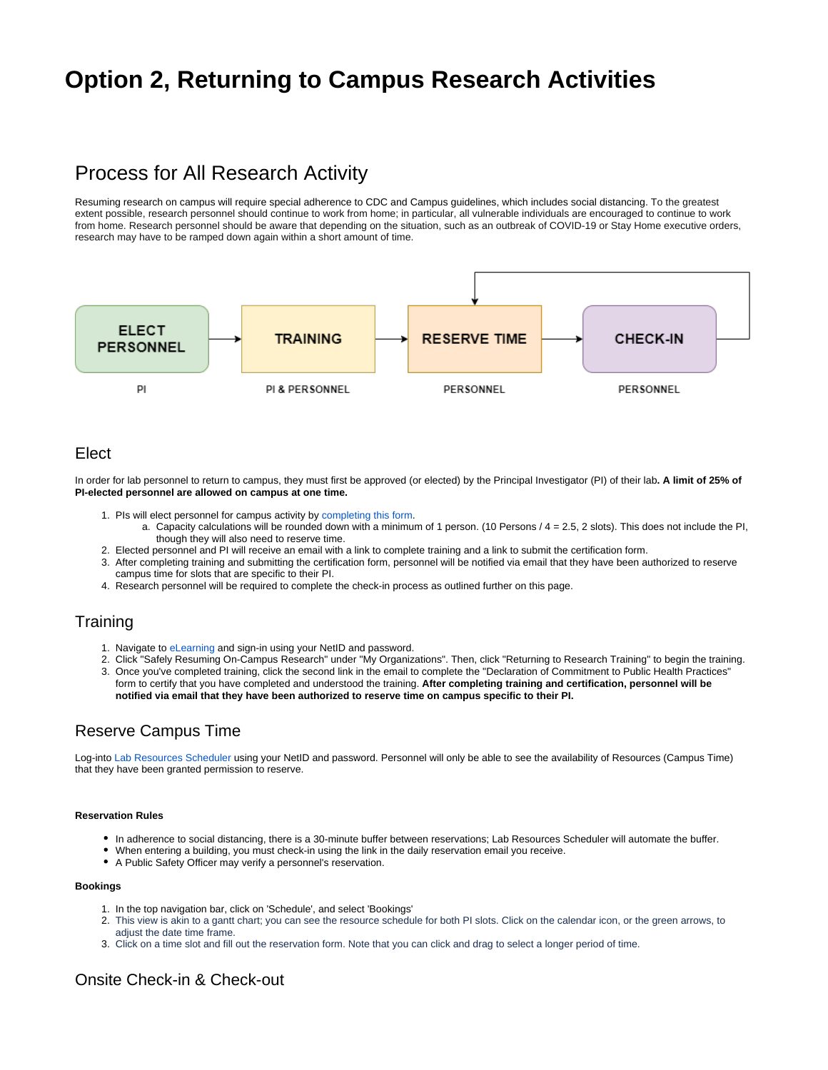# Option 2, Returning to Campus Research Activities

## Process for All Research Activity

Resuming research on campus will require special adherence to CDC and Campus guidelines, which includes social distancing. To the greatest extent possible, research personnel should continue to work from home; in particular, all vulnerable individuals are encouraged to continue to work from home. Research personnel should be aware that depending on the situation, such as an outbreak of COVID-19 or Stay Home executive orders, research may have to be ramped down again within a short amount of time.

| ELECT PERSONNEL | TRAINING | RESERVE TIME | CHECK-IN |
|---|---|---|---|
| PI | PI & PERSONNEL | PERSONNEL | PERSONNEL |

### Elect

In order for lab personnel to return to campus, they must first be approved (or elected) by the Principal Investigator (PI) of their lab**. A limit of 25% of PI-elected personnel are allowed on campus at one time.**

1. PIs will elect personnel for campus activity by completing this form.
   a. Capacity calculations will be rounded down with a minimum of 1 person. (10 Persons / 4 = 2.5, 2 slots). This does not include the PI, though they will also need to reserve time.
2. Elected personnel and PI will receive an email with a link to complete training and a link to submit the certification form.
3. After completing training and submitting the certification form, personnel will be notified via email that they have been authorized to reserve campus time for slots that are specific to their PI.
4. Research personnel will be required to complete the check-in process as outlined further on this page.

### Training

1. Navigate to eLearning and sign-in using your NetID and password.
2. Click "Safely Resuming On-Campus Research" under "My Organizations". Then, click "Returning to Research Training" to begin the training.
3. Once you've completed training, click the second link in the email to complete the "Declaration of Commitment to Public Health Practices" form to certify that you have completed and understood the training. **After completing training and certification, personnel will be notified via email that they have been authorized to reserve time on campus specific to their PI.**

### Reserve Campus Time

Log-into Lab Resources Scheduler using your NetID and password. Personnel will only be able to see the availability of Resources (Campus Time) that they have been granted permission to reserve.

#### Reservation Rules

- In adherence to social distancing, there is a 30-minute buffer between reservations; Lab Resources Scheduler will automate the buffer.
- When entering a building, you must check-in using the link in the daily reservation email you receive.
- A Public Safety Officer may verify a personnel's reservation.

#### Bookings

1. In the top navigation bar, click on 'Schedule', and select 'Bookings'
2. This view is akin to a gantt chart; you can see the resource schedule for both PI slots. Click on the calendar icon, or the green arrows, to adjust the date time frame.
3. Click on a time slot and fill out the reservation form. Note that you can click and drag to select a longer period of time.

### Onsite Check-in & Check-out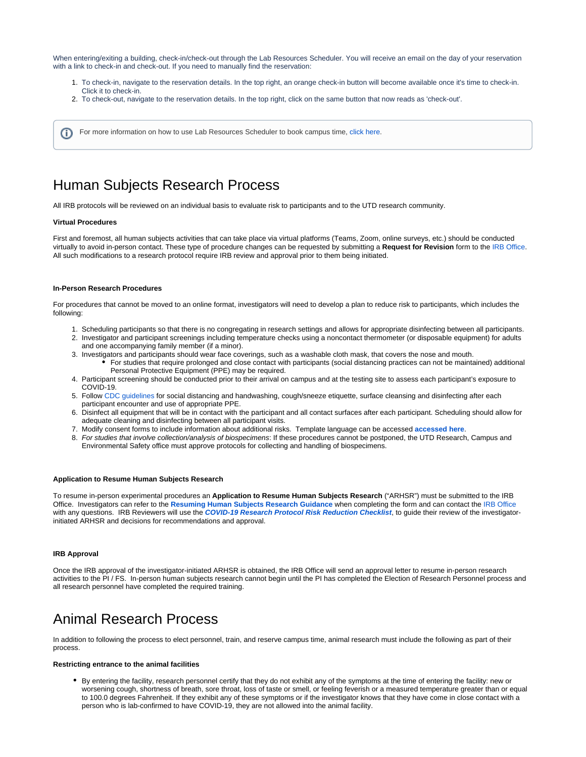When entering/exiting a building, check-in/check-out through the Lab Resources Scheduler. You will receive an email on the day of your reservation with a link to check-in and check-out. If you need to manually find the reservation:

1. To check-in, navigate to the reservation details. In the top right, an orange check-in button will become available once it's time to check-in. Click it to check-in.
2. To check-out, navigate to the reservation details. In the top right, click on the same button that now reads as 'check-out'.

> For more information on how to use Lab Resources Scheduler to book campus time, click here.

# Human Subjects Research Process

All IRB protocols will be reviewed on an individual basis to evaluate risk to participants and to the UTD research community.

**Virtual Procedures**

First and foremost, all human subjects activities that can take place via virtual platforms (Teams, Zoom, online surveys, etc.) should be conducted virtually to avoid in-person contact. These type of procedure changes can be requested by submitting a **Request for Revision** form to the IRB Office. All such modifications to a research protocol require IRB review and approval prior to them being initiated.

**In-Person Research Procedures**

For procedures that cannot be moved to an online format, investigators will need to develop a plan to reduce risk to participants, which includes the following:

1. Scheduling participants so that there is no congregating in research settings and allows for appropriate disinfecting between all participants.
2. Investigator and participant screenings including temperature checks using a noncontact thermometer (or disposable equipment) for adults and one accompanying family member (if a minor).
3. Investigators and participants should wear face coverings, such as a washable cloth mask, that covers the nose and mouth.
   - For studies that require prolonged and close contact with participants (social distancing practices can not be maintained) additional Personal Protective Equipment (PPE) may be required.
4. Participant screening should be conducted prior to their arrival on campus and at the testing site to assess each participant's exposure to COVID-19.
5. Follow CDC guidelines for social distancing and handwashing, cough/sneeze etiquette, surface cleansing and disinfecting after each participant encounter and use of appropriate PPE.
6. Disinfect all equipment that will be in contact with the participant and all contact surfaces after each participant. Scheduling should allow for adequate cleaning and disinfecting between all participant visits.
7. Modify consent forms to include information about additional risks. Template language can be accessed **accessed here**.
8. *For studies that involve collection/analysis of biospecimens*: If these procedures cannot be postponed, the UTD Research, Campus and Environmental Safety office must approve protocols for collecting and handling of biospecimens.

**Application to Resume Human Subjects Research**

To resume in-person experimental procedures an **Application to Resume Human Subjects Research** ("ARHSR") must be submitted to the IRB Office. Investigators can refer to the **Resuming Human Subjects Research Guidance** when completing the form and can contact the IRB Office with any questions. IRB Reviewers will use the ***COVID-19 Research Protocol Risk Reduction Checklist***, to guide their review of the investigator-initiated ARHSR and decisions for recommendations and approval.

**IRB Approval**

Once the IRB approval of the investigator-initiated ARHSR is obtained, the IRB Office will send an approval letter to resume in-person research activities to the PI / FS. In-person human subjects research cannot begin until the PI has completed the Election of Research Personnel process and all research personnel have completed the required training.

# Animal Research Process

In addition to following the process to elect personnel, train, and reserve campus time, animal research must include the following as part of their process.

**Restricting entrance to the animal facilities**

- By entering the facility, research personnel certify that they do not exhibit any of the symptoms at the time of entering the facility: new or worsening cough, shortness of breath, sore throat, loss of taste or smell, or feeling feverish or a measured temperature greater than or equal to 100.0 degrees Fahrenheit. If they exhibit any of these symptoms or if the investigator knows that they have come in close contact with a person who is lab-confirmed to have COVID-19, they are not allowed into the animal facility.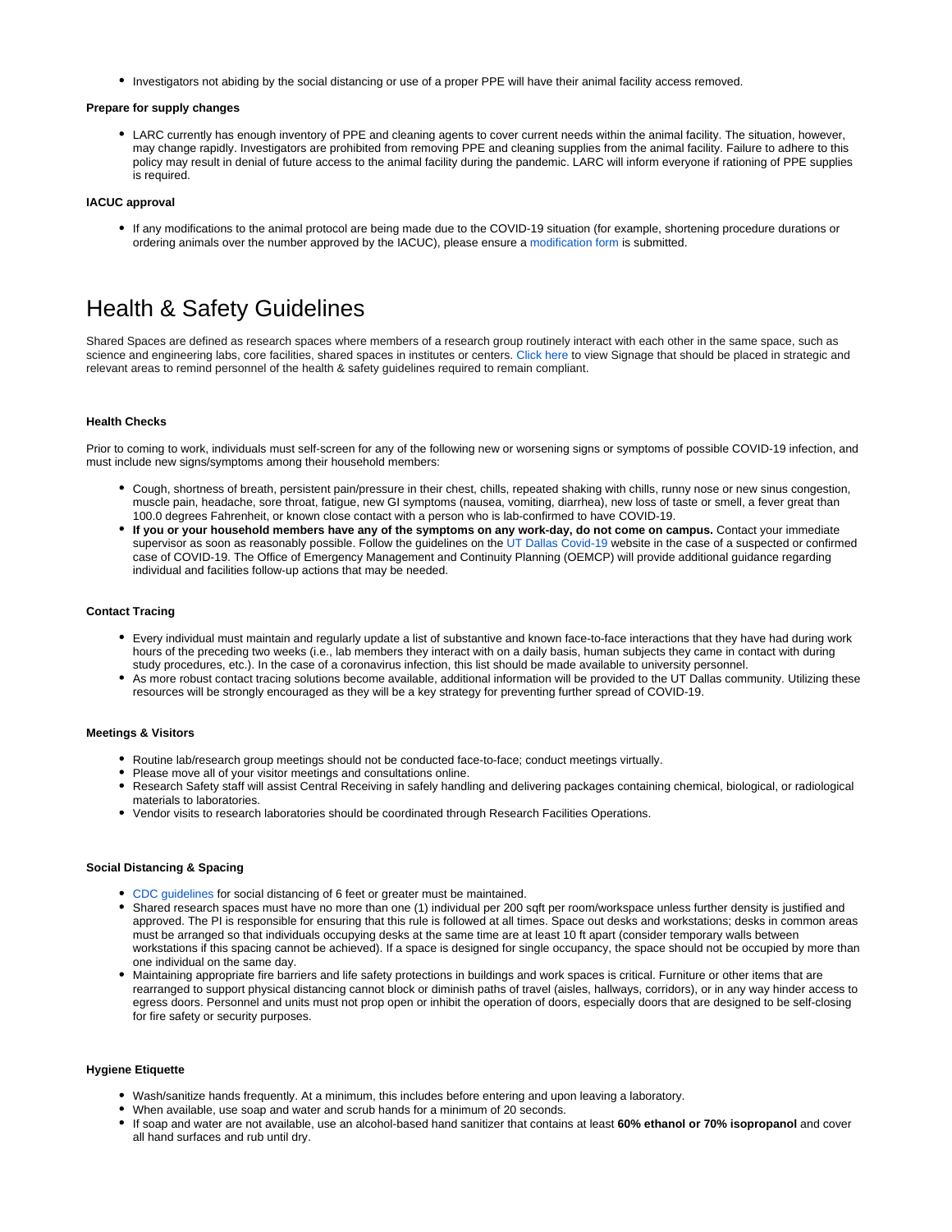- Investigators not abiding by the social distancing or use of a proper PPE will have their animal facility access removed.

**Prepare for supply changes**

- LARC currently has enough inventory of PPE and cleaning agents to cover current needs within the animal facility. The situation, however, may change rapidly. Investigators are prohibited from removing PPE and cleaning supplies from the animal facility. Failure to adhere to this policy may result in denial of future access to the animal facility during the pandemic. LARC will inform everyone if rationing of PPE supplies is required.

**IACUC approval**

- If any modifications to the animal protocol are being made due to the COVID-19 situation (for example, shortening procedure durations or ordering animals over the number approved by the IACUC), please ensure a modification form is submitted.

# Health & Safety Guidelines

Shared Spaces are defined as research spaces where members of a research group routinely interact with each other in the same space, such as science and engineering labs, core facilities, shared spaces in institutes or centers. Click here to view Signage that should be placed in strategic and relevant areas to remind personnel of the health & safety guidelines required to remain compliant.

**Health Checks**

Prior to coming to work, individuals must self-screen for any of the following new or worsening signs or symptoms of possible COVID-19 infection, and must include new signs/symptoms among their household members:

- Cough, shortness of breath, persistent pain/pressure in their chest, chills, repeated shaking with chills, runny nose or new sinus congestion, muscle pain, headache, sore throat, fatigue, new GI symptoms (nausea, vomiting, diarrhea), new loss of taste or smell, a fever great than 100.0 degrees Fahrenheit, or known close contact with a person who is lab-confirmed to have COVID-19.
- **If you or your household members have any of the symptoms on any work-day, do not come on campus.** Contact your immediate supervisor as soon as reasonably possible. Follow the guidelines on the UT Dallas Covid-19 website in the case of a suspected or confirmed case of COVID-19. The Office of Emergency Management and Continuity Planning (OEMCP) will provide additional guidance regarding individual and facilities follow-up actions that may be needed.

**Contact Tracing**

- Every individual must maintain and regularly update a list of substantive and known face-to-face interactions that they have had during work hours of the preceding two weeks (i.e., lab members they interact with on a daily basis, human subjects they came in contact with during study procedures, etc.). In the case of a coronavirus infection, this list should be made available to university personnel.
- As more robust contact tracing solutions become available, additional information will be provided to the UT Dallas community. Utilizing these resources will be strongly encouraged as they will be a key strategy for preventing further spread of COVID-19.

**Meetings & Visitors**

- Routine lab/research group meetings should not be conducted face-to-face; conduct meetings virtually.
- Please move all of your visitor meetings and consultations online.
- Research Safety staff will assist Central Receiving in safely handling and delivering packages containing chemical, biological, or radiological materials to laboratories.
- Vendor visits to research laboratories should be coordinated through Research Facilities Operations.

**Social Distancing & Spacing**

- CDC guidelines for social distancing of 6 feet or greater must be maintained.
- Shared research spaces must have no more than one (1) individual per 200 sqft per room/workspace unless further density is justified and approved. The PI is responsible for ensuring that this rule is followed at all times. Space out desks and workstations; desks in common areas must be arranged so that individuals occupying desks at the same time are at least 10 ft apart (consider temporary walls between workstations if this spacing cannot be achieved). If a space is designed for single occupancy, the space should not be occupied by more than one individual on the same day.
- Maintaining appropriate fire barriers and life safety protections in buildings and work spaces is critical. Furniture or other items that are rearranged to support physical distancing cannot block or diminish paths of travel (aisles, hallways, corridors), or in any way hinder access to egress doors. Personnel and units must not prop open or inhibit the operation of doors, especially doors that are designed to be self-closing for fire safety or security purposes.

**Hygiene Etiquette**

- Wash/sanitize hands frequently. At a minimum, this includes before entering and upon leaving a laboratory.
- When available, use soap and water and scrub hands for a minimum of 20 seconds.
- If soap and water are not available, use an alcohol-based hand sanitizer that contains at least **60% ethanol or 70% isopropanol** and cover all hand surfaces and rub until dry.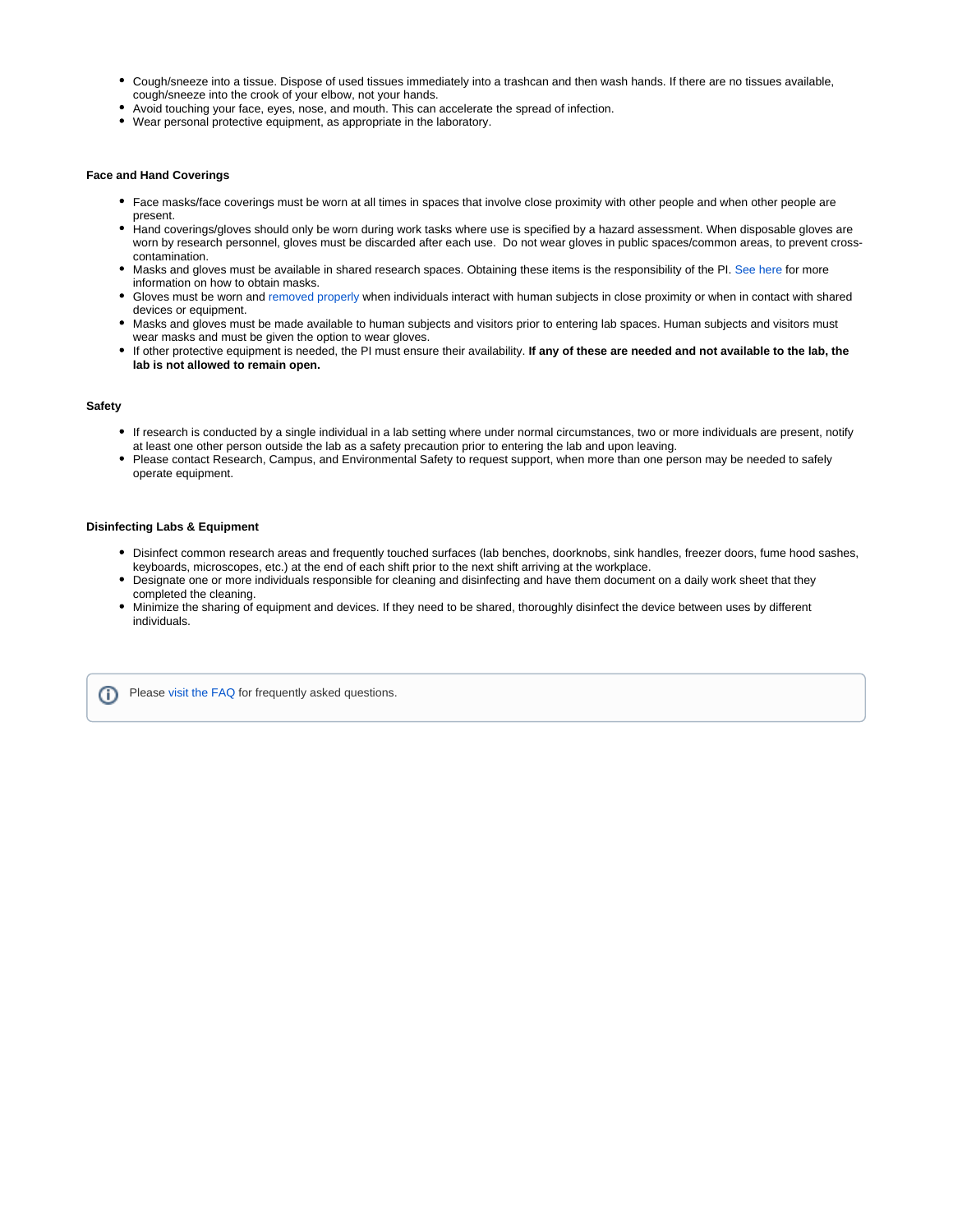- Cough/sneeze into a tissue. Dispose of used tissues immediately into a trashcan and then wash hands. If there are no tissues available, cough/sneeze into the crook of your elbow, not your hands.
- Avoid touching your face, eyes, nose, and mouth. This can accelerate the spread of infection.
- Wear personal protective equipment, as appropriate in the laboratory.

#### Face and Hand Coverings

- Face masks/face coverings must be worn at all times in spaces that involve close proximity with other people and when other people are present.
- Hand coverings/gloves should only be worn during work tasks where use is specified by a hazard assessment. When disposable gloves are worn by research personnel, gloves must be discarded after each use. Do not wear gloves in public spaces/common areas, to prevent cross-contamination.
- Masks and gloves must be available in shared research spaces. Obtaining these items is the responsibility of the PI. See here for more information on how to obtain masks.
- Gloves must be worn and removed properly when individuals interact with human subjects in close proximity or when in contact with shared devices or equipment.
- Masks and gloves must be made available to human subjects and visitors prior to entering lab spaces. Human subjects and visitors must wear masks and must be given the option to wear gloves.
- If other protective equipment is needed, the PI must ensure their availability. **If any of these are needed and not available to the lab, the lab is not allowed to remain open.**

#### Safety

- If research is conducted by a single individual in a lab setting where under normal circumstances, two or more individuals are present, notify at least one other person outside the lab as a safety precaution prior to entering the lab and upon leaving.
- Please contact Research, Campus, and Environmental Safety to request support, when more than one person may be needed to safely operate equipment.

#### Disinfecting Labs & Equipment

- Disinfect common research areas and frequently touched surfaces (lab benches, doorknobs, sink handles, freezer doors, fume hood sashes, keyboards, microscopes, etc.) at the end of each shift prior to the next shift arriving at the workplace.
- Designate one or more individuals responsible for cleaning and disinfecting and have them document on a daily work sheet that they completed the cleaning.
- Minimize the sharing of equipment and devices. If they need to be shared, thoroughly disinfect the device between uses by different individuals.

Please visit the FAQ for frequently asked questions.